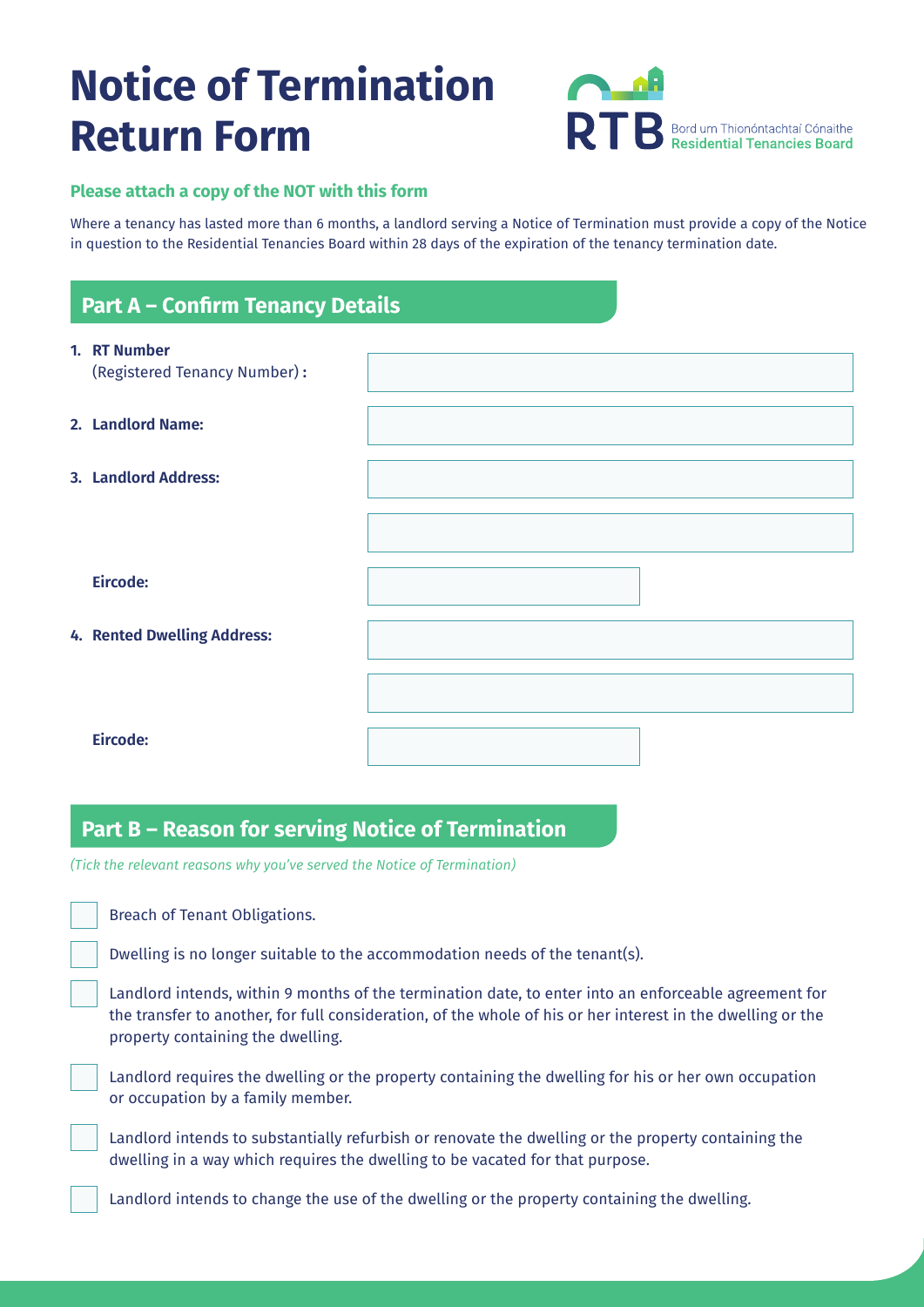# Notice of Termination Return Form

RTB Bord um Thionóntachtaí Cónaithe Residential Tenancies Board

**Please attach a copy of the NOT with this form**

Where a tenancy has lasted more than 6 months, a landlord serving a Notice of Termination must provide a copy of the Notice in question to the Residential Tenancies Board within 28 days of the expiration of the tenancy termination date.

## Part A – Confirm Tenancy Details

1. **RT Number** (Registered Tenancy Number) **:**
2. **Landlord Name:**
3. **Landlord Address:**

   **Eircode:**
4. **Rented Dwelling Address:**

   **Eircode:**

## Part B – Reason for serving Notice of Termination

*(Tick the relevant reasons why you've served the Notice of Termination)*

- [ ] Breach of Tenant Obligations.
- [ ] Dwelling is no longer suitable to the accommodation needs of the tenant(s).
- [ ] Landlord intends, within 9 months of the termination date, to enter into an enforceable agreement for the transfer to another, for full consideration, of the whole of his or her interest in the dwelling or the property containing the dwelling.
- [ ] Landlord requires the dwelling or the property containing the dwelling for his or her own occupation or occupation by a family member.
- [ ] Landlord intends to substantially refurbish or renovate the dwelling or the property containing the dwelling in a way which requires the dwelling to be vacated for that purpose.
- [ ] Landlord intends to change the use of the dwelling or the property containing the dwelling.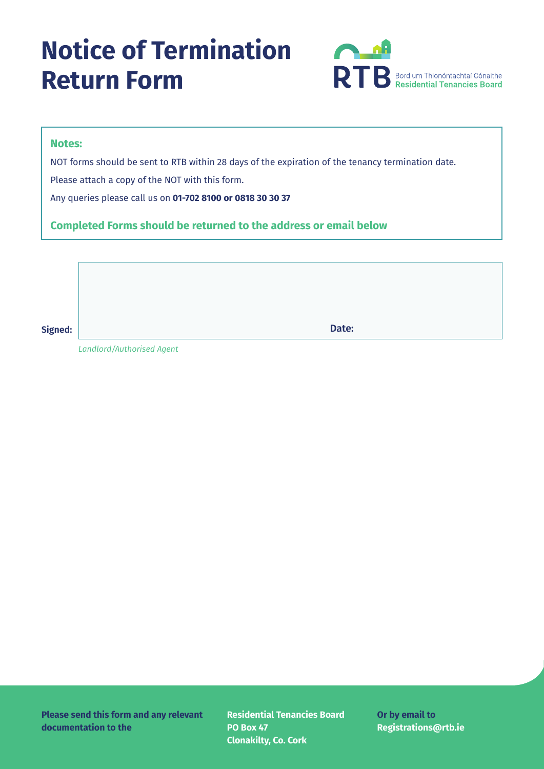# Notice of Termination Return Form

RTB Bord um Thionóntachtaí Cónaithe Residential Tenancies Board

**Notes:**

NOT forms should be sent to RTB within 28 days of the expiration of the tenancy termination date.

Please attach a copy of the NOT with this form.

Any queries please call us on **01-702 8100 or 0818 30 30 37**

**Completed Forms should be returned to the address or email below**

**Signed:** **Date:**

*Landlord/Authorised Agent*

**Please send this form and any relevant documentation to the**

**Residential Tenancies Board**
**PO Box 47**
**Clonakilty, Co. Cork**

**Or by email to**
**Registrations@rtb.ie**